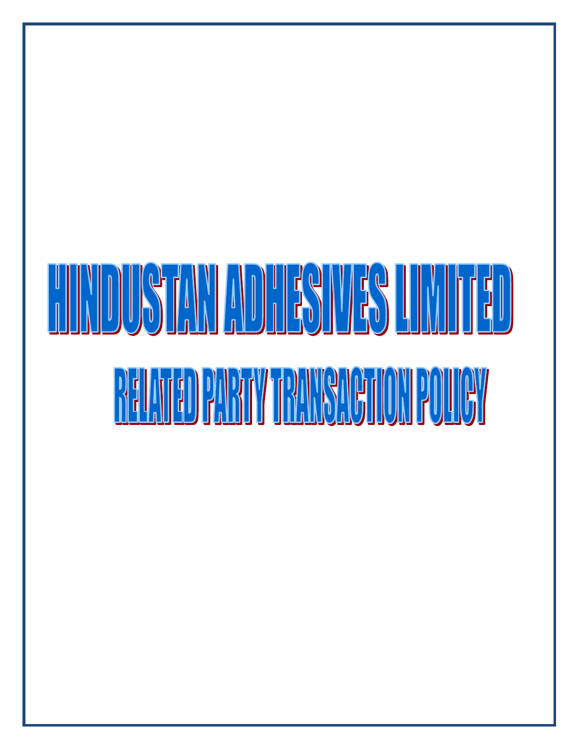# HINDUSTAN ADHESIVES LIMITED

## RELATED PARTY TRANSACTION POLICY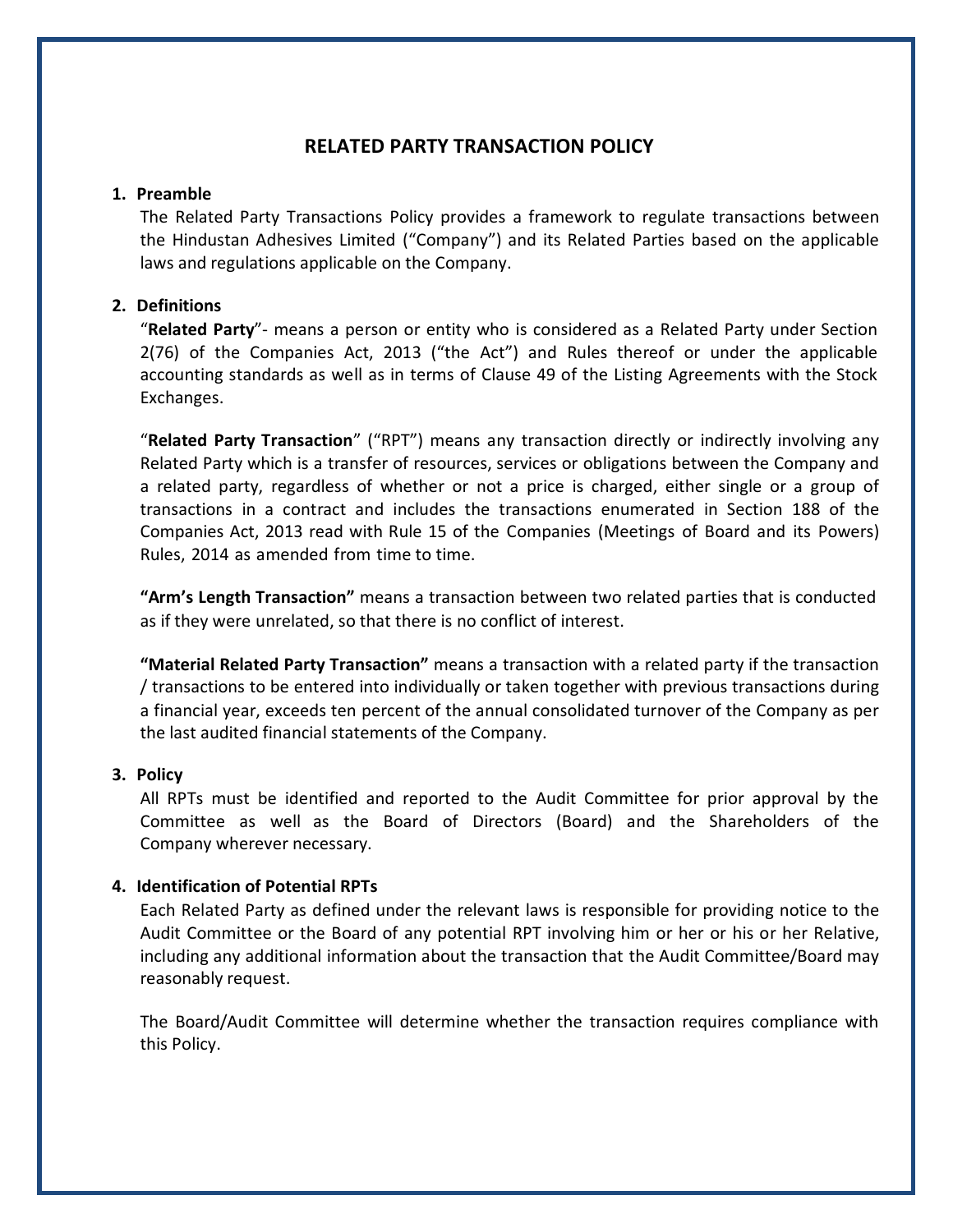# RELATED PARTY TRANSACTION POLICY

## 1. Preamble

The Related Party Transactions Policy provides a framework to regulate transactions between the Hindustan Adhesives Limited ("Company") and its Related Parties based on the applicable laws and regulations applicable on the Company.

## 2. Definitions

"**Related Party**"- means a person or entity who is considered as a Related Party under Section 2(76) of the Companies Act, 2013 ("the Act") and Rules thereof or under the applicable accounting standards as well as in terms of Clause 49 of the Listing Agreements with the Stock Exchanges.

"**Related Party Transaction**" ("RPT") means any transaction directly or indirectly involving any Related Party which is a transfer of resources, services or obligations between the Company and a related party, regardless of whether or not a price is charged, either single or a group of transactions in a contract and includes the transactions enumerated in Section 188 of the Companies Act, 2013 read with Rule 15 of the Companies (Meetings of Board and its Powers) Rules, 2014 as amended from time to time.

**"Arm's Length Transaction"** means a transaction between two related parties that is conducted as if they were unrelated, so that there is no conflict of interest.

**"Material Related Party Transaction"** means a transaction with a related party if the transaction / transactions to be entered into individually or taken together with previous transactions during a financial year, exceeds ten percent of the annual consolidated turnover of the Company as per the last audited financial statements of the Company.

## 3. Policy

All RPTs must be identified and reported to the Audit Committee for prior approval by the Committee as well as the Board of Directors (Board) and the Shareholders of the Company wherever necessary.

## 4. Identification of Potential RPTs

Each Related Party as defined under the relevant laws is responsible for providing notice to the Audit Committee or the Board of any potential RPT involving him or her or his or her Relative, including any additional information about the transaction that the Audit Committee/Board may reasonably request.

The Board/Audit Committee will determine whether the transaction requires compliance with this Policy.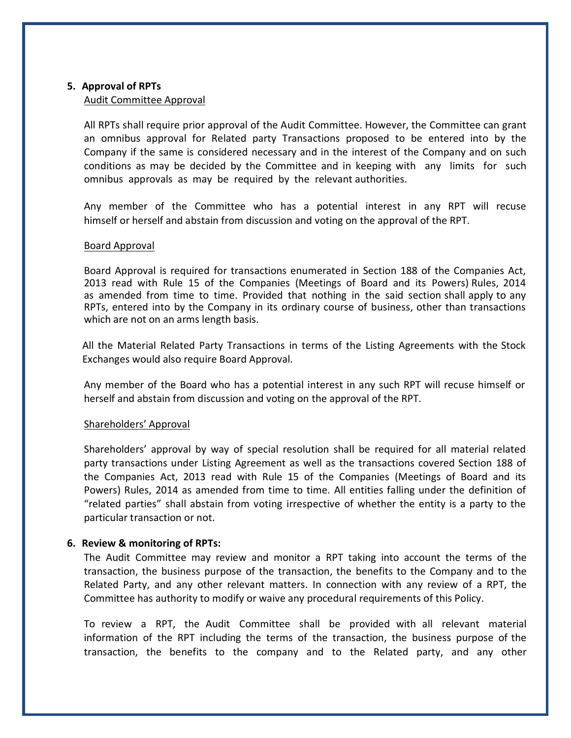## 5. Approval of RPTs

Audit Committee Approval

All RPTs shall require prior approval of the Audit Committee. However, the Committee can grant an omnibus approval for Related party Transactions proposed to be entered into by the Company if the same is considered necessary and in the interest of the Company and on such conditions as may be decided by the Committee and in keeping with any limits for such omnibus approvals as may be required by the relevant authorities.

Any member of the Committee who has a potential interest in any RPT will recuse himself or herself and abstain from discussion and voting on the approval of the RPT.

Board Approval

Board Approval is required for transactions enumerated in Section 188 of the Companies Act, 2013 read with Rule 15 of the Companies (Meetings of Board and its Powers) Rules, 2014 as amended from time to time. Provided that nothing in the said section shall apply to any RPTs, entered into by the Company in its ordinary course of business, other than transactions which are not on an arms length basis.

All the Material Related Party Transactions in terms of the Listing Agreements with the Stock Exchanges would also require Board Approval.

Any member of the Board who has a potential interest in any such RPT will recuse himself or herself and abstain from discussion and voting on the approval of the RPT.

Shareholders' Approval

Shareholders' approval by way of special resolution shall be required for all material related party transactions under Listing Agreement as well as the transactions covered Section 188 of the Companies Act, 2013 read with Rule 15 of the Companies (Meetings of Board and its Powers) Rules, 2014 as amended from time to time. All entities falling under the definition of "related parties" shall abstain from voting irrespective of whether the entity is a party to the particular transaction or not.

## 6. Review & monitoring of RPTs:

The Audit Committee may review and monitor a RPT taking into account the terms of the transaction, the business purpose of the transaction, the benefits to the Company and to the Related Party, and any other relevant matters. In connection with any review of a RPT, the Committee has authority to modify or waive any procedural requirements of this Policy.

To review a RPT, the Audit Committee shall be provided with all relevant material information of the RPT including the terms of the transaction, the business purpose of the transaction, the benefits to the company and to the Related party, and any other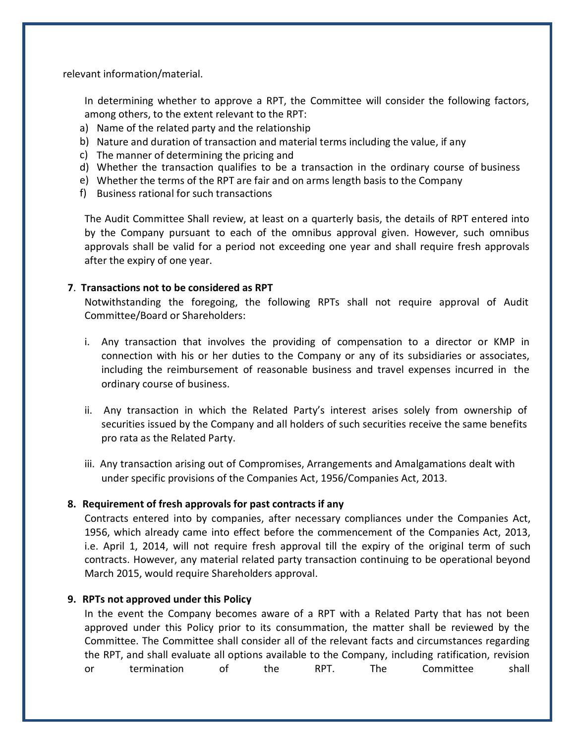relevant information/material.

In determining whether to approve a RPT, the Committee will consider the following factors, among others, to the extent relevant to the RPT:

a) Name of the related party and the relationship
b) Nature and duration of transaction and material terms including the value, if any
c) The manner of determining the pricing and
d) Whether the transaction qualifies to be a transaction in the ordinary course of business
e) Whether the terms of the RPT are fair and on arms length basis to the Company
f) Business rational for such transactions

The Audit Committee Shall review, at least on a quarterly basis, the details of RPT entered into by the Company pursuant to each of the omnibus approval given. However, such omnibus approvals shall be valid for a period not exceeding one year and shall require fresh approvals after the expiry of one year.

**7. Transactions not to be considered as RPT**

Notwithstanding the foregoing, the following RPTs shall not require approval of Audit Committee/Board or Shareholders:

i. Any transaction that involves the providing of compensation to a director or KMP in connection with his or her duties to the Company or any of its subsidiaries or associates, including the reimbursement of reasonable business and travel expenses incurred in the ordinary course of business.

ii. Any transaction in which the Related Party's interest arises solely from ownership of securities issued by the Company and all holders of such securities receive the same benefits pro rata as the Related Party.

iii. Any transaction arising out of Compromises, Arrangements and Amalgamations dealt with under specific provisions of the Companies Act, 1956/Companies Act, 2013.

**8. Requirement of fresh approvals for past contracts if any**

Contracts entered into by companies, after necessary compliances under the Companies Act, 1956, which already came into effect before the commencement of the Companies Act, 2013, i.e. April 1, 2014, will not require fresh approval till the expiry of the original term of such contracts. However, any material related party transaction continuing to be operational beyond March 2015, would require Shareholders approval.

**9. RPTs not approved under this Policy**

In the event the Company becomes aware of a RPT with a Related Party that has not been approved under this Policy prior to its consummation, the matter shall be reviewed by the Committee. The Committee shall consider all of the relevant facts and circumstances regarding the RPT, and shall evaluate all options available to the Company, including ratification, revision or termination of the RPT. The Committee shall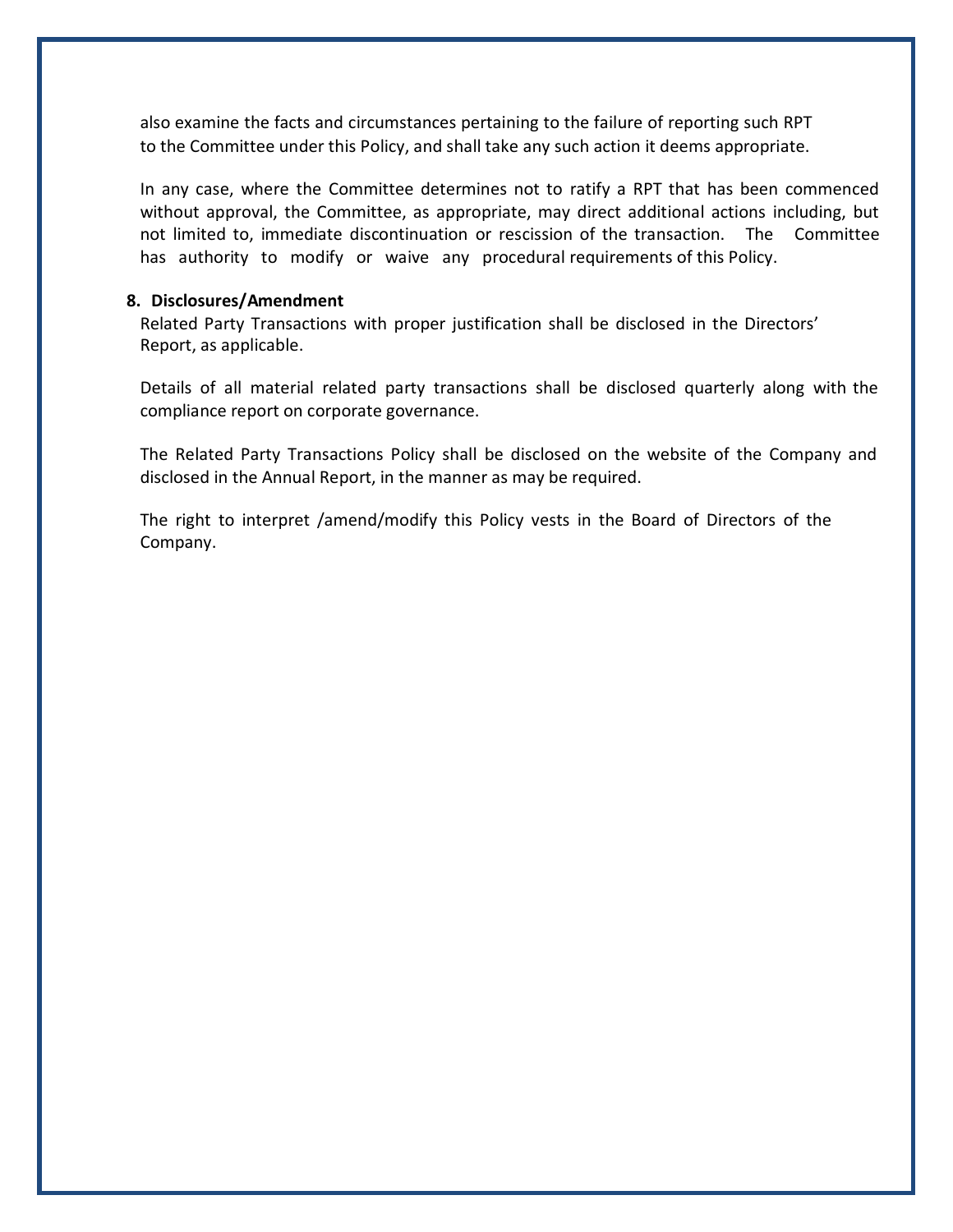also examine the facts and circumstances pertaining to the failure of reporting such RPT to the Committee under this Policy, and shall take any such action it deems appropriate.

In any case, where the Committee determines not to ratify a RPT that has been commenced without approval, the Committee, as appropriate, may direct additional actions including, but not limited to, immediate discontinuation or rescission of the transaction. The Committee has authority to modify or waive any procedural requirements of this Policy.

**8. Disclosures/Amendment**

Related Party Transactions with proper justification shall be disclosed in the Directors' Report, as applicable.

Details of all material related party transactions shall be disclosed quarterly along with the compliance report on corporate governance.

The Related Party Transactions Policy shall be disclosed on the website of the Company and disclosed in the Annual Report, in the manner as may be required.

The right to interpret /amend/modify this Policy vests in the Board of Directors of the Company.